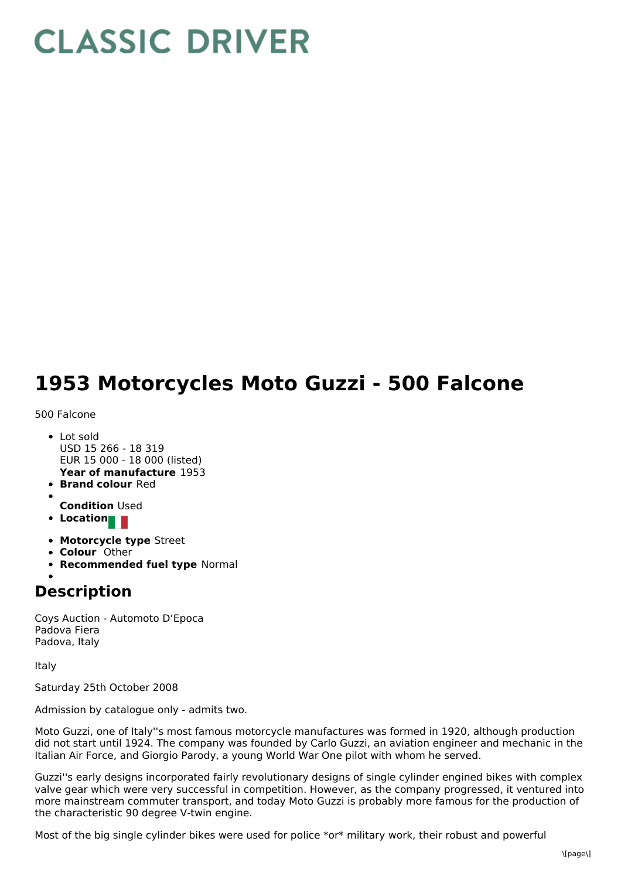# CLASSIC DRIVER

# 1953 Motorcycles Moto Guzzi - 500 Falcone

500 Falcone

- Lot sold
  USD 15 266 - 18 319
  EUR 15 000 - 18 000 (listed)
  **Year of manufacture** 1953
- **Brand colour** Red
- 
  **Condition** Used
- **Location**
- **Motorcycle type** Street
- **Colour** Other
- **Recommended fuel type** Normal
- 

## Description

Coys Auction - Automoto D'Epoca
Padova Fiera
Padova, Italy

Italy

Saturday 25th October 2008

Admission by catalogue only - admits two.

Moto Guzzi, one of Italy''s most famous motorcycle manufactures was formed in 1920, although production did not start until 1924. The company was founded by Carlo Guzzi, an aviation engineer and mechanic in the Italian Air Force, and Giorgio Parody, a young World War One pilot with whom he served.

Guzzi''s early designs incorporated fairly revolutionary designs of single cylinder engined bikes with complex valve gear which were very successful in competition. However, as the company progressed, it ventured into more mainstream commuter transport, and today Moto Guzzi is probably more famous for the production of the characteristic 90 degree V-twin engine.

Most of the big single cylinder bikes were used for police *or* military work, their robust and powerful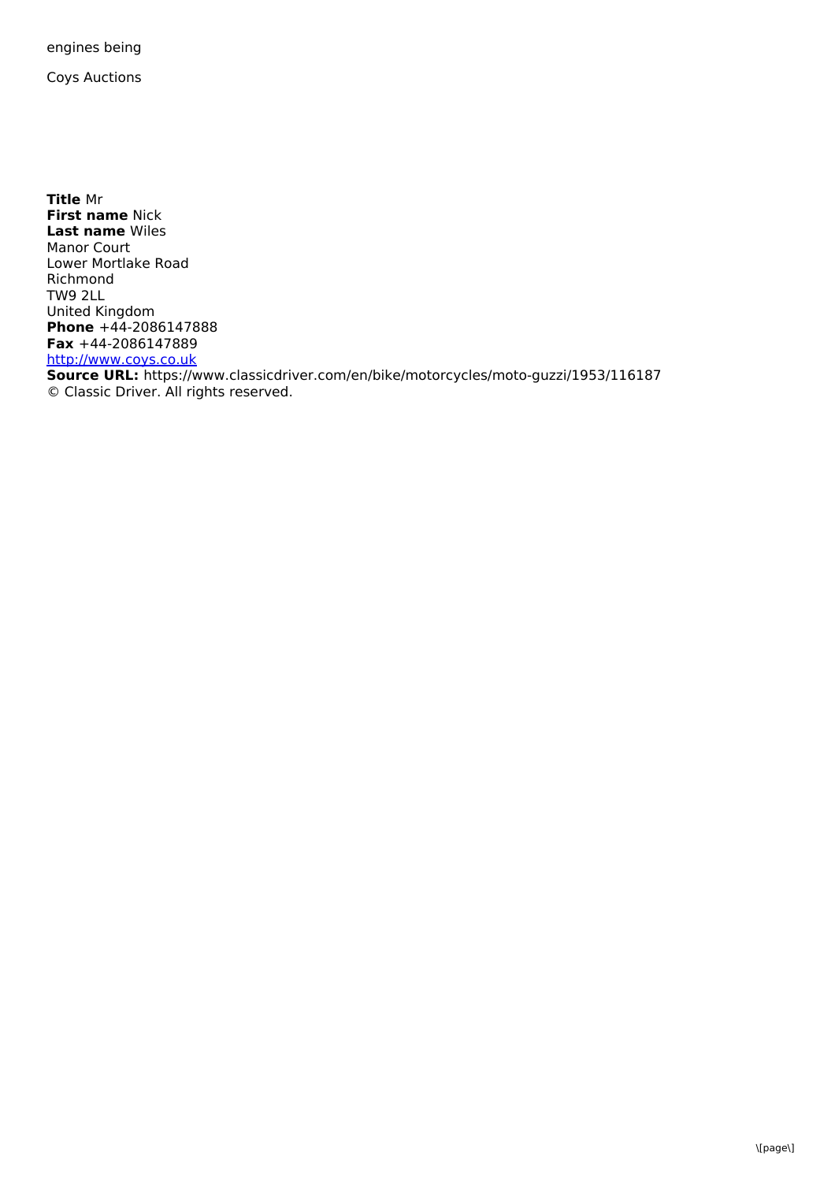engines being

Coys Auctions

**Title** Mr
**First name** Nick
**Last name** Wiles
Manor Court
Lower Mortlake Road
Richmond
TW9 2LL
United Kingdom
**Phone** +44-2086147888
**Fax** +44-2086147889
http://www.coys.co.uk
**Source URL:** https://www.classicdriver.com/en/bike/motorcycles/moto-guzzi/1953/116187
© Classic Driver. All rights reserved.